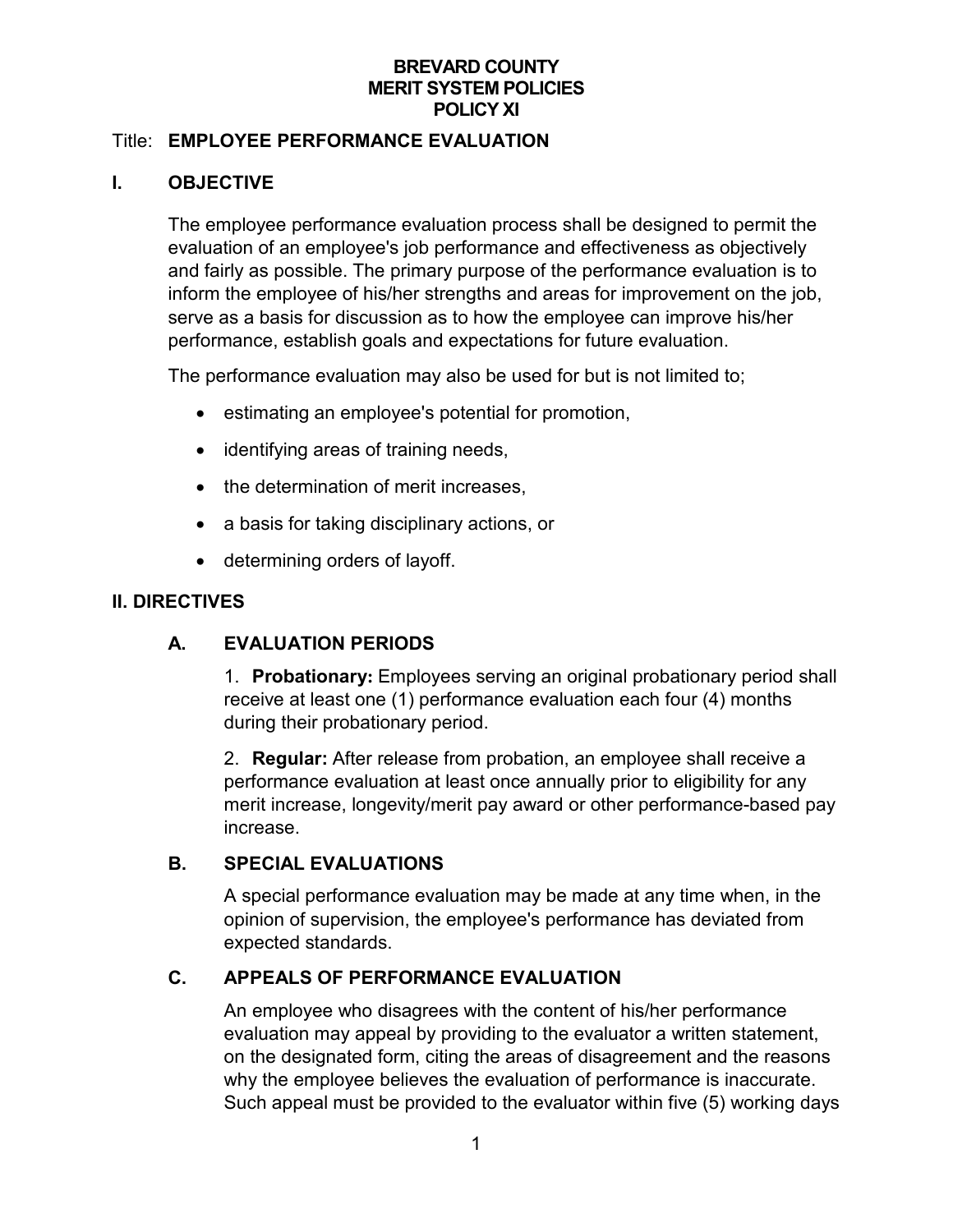# BREVARD COUNTY
# MERIT SYSTEM POLICIES
# POLICY XI

Title: **EMPLOYEE PERFORMANCE EVALUATION**

## I. OBJECTIVE

The employee performance evaluation process shall be designed to permit the evaluation of an employee's job performance and effectiveness as objectively and fairly as possible. The primary purpose of the performance evaluation is to inform the employee of his/her strengths and areas for improvement on the job, serve as a basis for discussion as to how the employee can improve his/her performance, establish goals and expectations for future evaluation.

The performance evaluation may also be used for but is not limited to;

- estimating an employee's potential for promotion,
- identifying areas of training needs,
- the determination of merit increases,
- a basis for taking disciplinary actions, or
- determining orders of layoff.

## II. DIRECTIVES

### A. EVALUATION PERIODS

1. **Probationary:** Employees serving an original probationary period shall receive at least one (1) performance evaluation each four (4) months during their probationary period.

2. **Regular:** After release from probation, an employee shall receive a performance evaluation at least once annually prior to eligibility for any merit increase, longevity/merit pay award or other performance-based pay increase.

### B. SPECIAL EVALUATIONS

A special performance evaluation may be made at any time when, in the opinion of supervision, the employee's performance has deviated from expected standards.

### C. APPEALS OF PERFORMANCE EVALUATION

An employee who disagrees with the content of his/her performance evaluation may appeal by providing to the evaluator a written statement, on the designated form, citing the areas of disagreement and the reasons why the employee believes the evaluation of performance is inaccurate. Such appeal must be provided to the evaluator within five (5) working days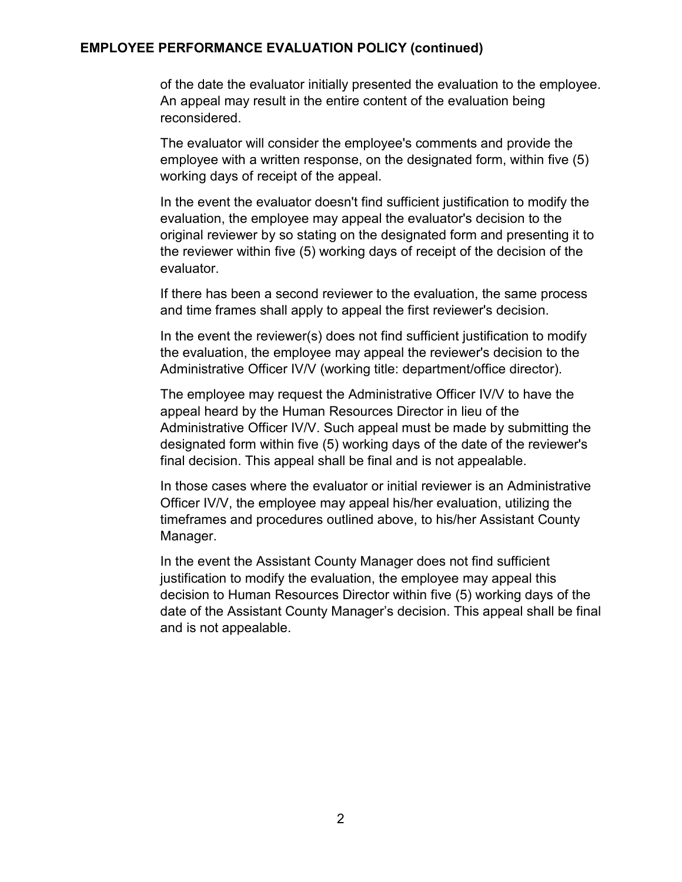of the date the evaluator initially presented the evaluation to the employee. An appeal may result in the entire content of the evaluation being reconsidered.

The evaluator will consider the employee's comments and provide the employee with a written response, on the designated form, within five (5) working days of receipt of the appeal.

In the event the evaluator doesn't find sufficient justification to modify the evaluation, the employee may appeal the evaluator's decision to the original reviewer by so stating on the designated form and presenting it to the reviewer within five (5) working days of receipt of the decision of the evaluator.

If there has been a second reviewer to the evaluation, the same process and time frames shall apply to appeal the first reviewer's decision.

In the event the reviewer(s) does not find sufficient justification to modify the evaluation, the employee may appeal the reviewer's decision to the Administrative Officer IV/V (working title: department/office director).

The employee may request the Administrative Officer IV/V to have the appeal heard by the Human Resources Director in lieu of the Administrative Officer IV/V. Such appeal must be made by submitting the designated form within five (5) working days of the date of the reviewer's final decision. This appeal shall be final and is not appealable.

In those cases where the evaluator or initial reviewer is an Administrative Officer IV/V, the employee may appeal his/her evaluation, utilizing the timeframes and procedures outlined above, to his/her Assistant County Manager.

In the event the Assistant County Manager does not find sufficient justification to modify the evaluation, the employee may appeal this decision to Human Resources Director within five (5) working days of the date of the Assistant County Manager's decision. This appeal shall be final and is not appealable.